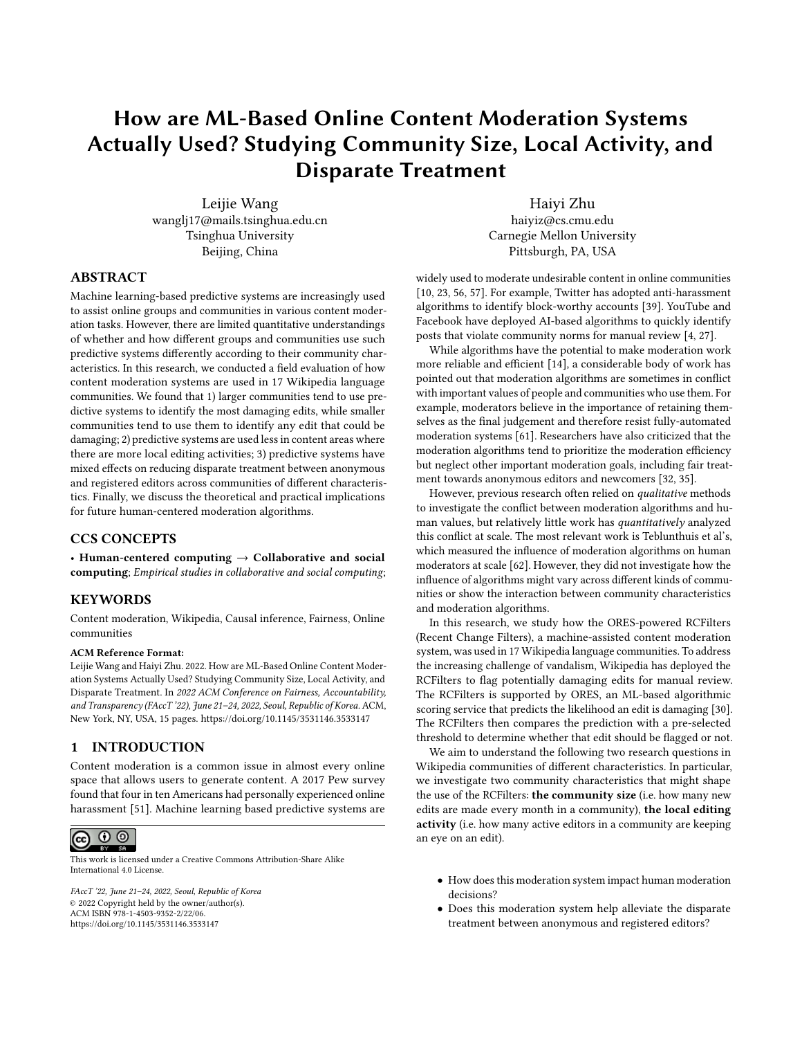# How are ML-Based Online Content Moderation Systems Actually Used? Studying Community Size, Local Activity, and Disparate Treatment

Leijie Wang
wanglj17@mails.tsinghua.edu.cn
Tsinghua University
Beijing, China

Haiyi Zhu
haiyiz@cs.cmu.edu
Carnegie Mellon University
Pittsburgh, PA, USA

## ABSTRACT

Machine learning-based predictive systems are increasingly used to assist online groups and communities in various content moderation tasks. However, there are limited quantitative understandings of whether and how different groups and communities use such predictive systems differently according to their community characteristics. In this research, we conducted a field evaluation of how content moderation systems are used in 17 Wikipedia language communities. We found that 1) larger communities tend to use predictive systems to identify the most damaging edits, while smaller communities tend to use them to identify any edit that could be damaging; 2) predictive systems are used less in content areas where there are more local editing activities; 3) predictive systems have mixed effects on reducing disparate treatment between anonymous and registered editors across communities of different characteristics. Finally, we discuss the theoretical and practical implications for future human-centered moderation algorithms.

## CCS CONCEPTS

• **Human-centered computing** → **Collaborative and social computing**; *Empirical studies in collaborative and social computing*;

## KEYWORDS

Content moderation, Wikipedia, Causal inference, Fairness, Online communities

**ACM Reference Format:**
Leijie Wang and Haiyi Zhu. 2022. How are ML-Based Online Content Moderation Systems Actually Used? Studying Community Size, Local Activity, and Disparate Treatment. In *2022 ACM Conference on Fairness, Accountability, and Transparency (FAccT '22), June 21–24, 2022, Seoul, Republic of Korea.* ACM, New York, NY, USA, 15 pages. https://doi.org/10.1145/3531146.3533147

## 1 INTRODUCTION

Content moderation is a common issue in almost every online space that allows users to generate content. A 2017 Pew survey found that four in ten Americans had personally experienced online harassment [51]. Machine learning based predictive systems are widely used to moderate undesirable content in online communities [10, 23, 56, 57]. For example, Twitter has adopted anti-harassment algorithms to identify block-worthy accounts [39]. YouTube and Facebook have deployed AI-based algorithms to quickly identify posts that violate community norms for manual review [4, 27].

While algorithms have the potential to make moderation work more reliable and efficient [14], a considerable body of work has pointed out that moderation algorithms are sometimes in conflict with important values of people and communities who use them. For example, moderators believe in the importance of retaining themselves as the final judgement and therefore resist fully-automated moderation systems [61]. Researchers have also criticized that the moderation algorithms tend to prioritize the moderation efficiency but neglect other important moderation goals, including fair treatment towards anonymous editors and newcomers [32, 35].

However, previous research often relied on *qualitative* methods to investigate the conflict between moderation algorithms and human values, but relatively little work has *quantitatively* analyzed this conflict at scale. The most relevant work is Teblunthuis et al's, which measured the influence of moderation algorithms on human moderators at scale [62]. However, they did not investigate how the influence of algorithms might vary across different kinds of communities or show the interaction between community characteristics and moderation algorithms.

In this research, we study how the ORES-powered RCFilters (Recent Change Filters), a machine-assisted content moderation system, was used in 17 Wikipedia language communities. To address the increasing challenge of vandalism, Wikipedia has deployed the RCFilters to flag potentially damaging edits for manual review. The RCFilters is supported by ORES, an ML-based algorithmic scoring service that predicts the likelihood an edit is damaging [30]. The RCFilters then compares the prediction with a pre-selected threshold to determine whether that edit should be flagged or not.

We aim to understand the following two research questions in Wikipedia communities of different characteristics. In particular, we investigate two community characteristics that might shape the use of the RCFilters: **the community size** (i.e. how many new edits are made every month in a community), **the local editing activity** (i.e. how many active editors in a community are keeping an eye on an edit).

- How does this moderation system impact human moderation decisions?
- Does this moderation system help alleviate the disparate treatment between anonymous and registered editors?

This work is licensed under a Creative Commons Attribution-Share Alike International 4.0 License.

*FAccT '22, June 21–24, 2022, Seoul, Republic of Korea*
© 2022 Copyright held by the owner/author(s).
ACM ISBN 978-1-4503-9352-2/22/06.
https://doi.org/10.1145/3531146.3533147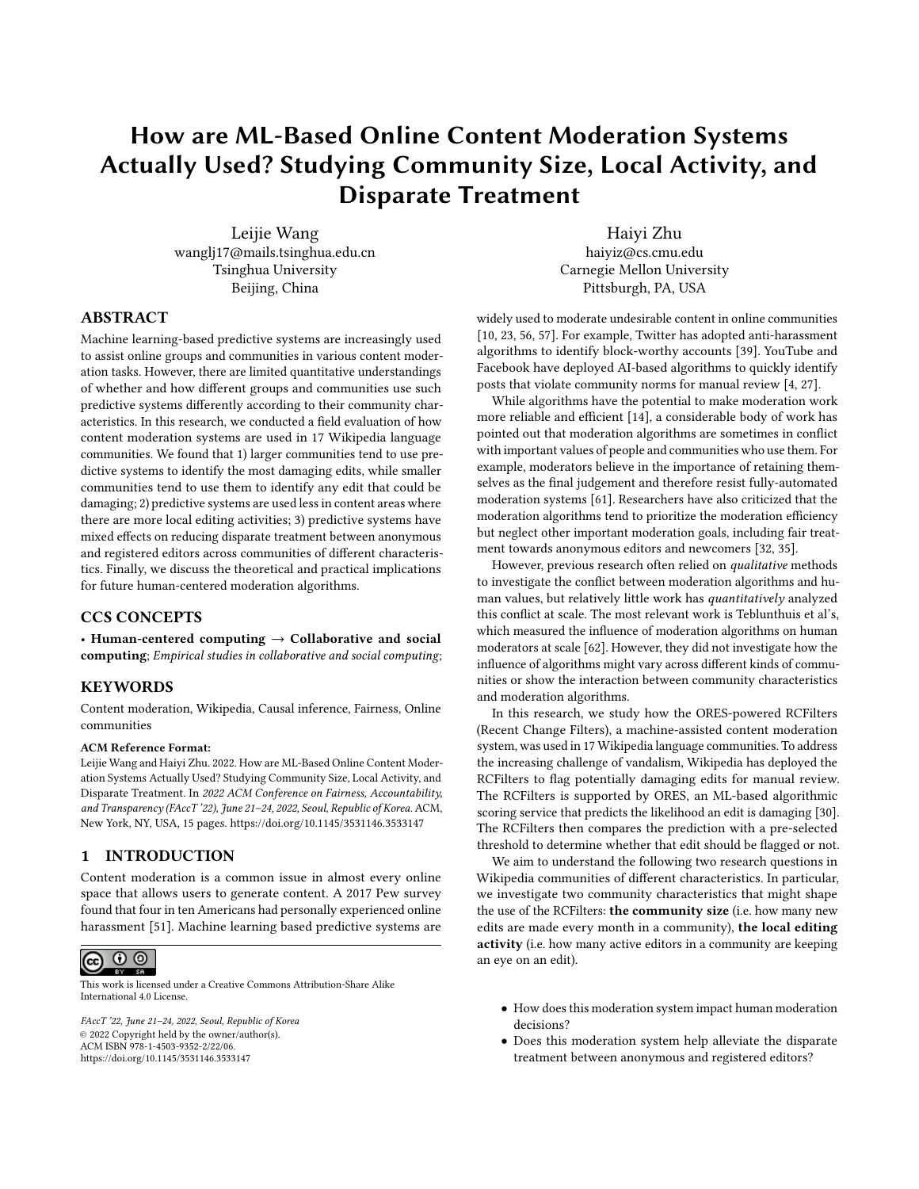# How are ML-Based Online Content Moderation Systems Actually Used? Studying Community Size, Local Activity, and Disparate Treatment

Leijie Wang
wanglj17@mails.tsinghua.edu.cn
Tsinghua University
Beijing, China

Haiyi Zhu
haiyiz@cs.cmu.edu
Carnegie Mellon University
Pittsburgh, PA, USA

## ABSTRACT

Machine learning-based predictive systems are increasingly used to assist online groups and communities in various content moderation tasks. However, there are limited quantitative understandings of whether and how different groups and communities use such predictive systems differently according to their community characteristics. In this research, we conducted a field evaluation of how content moderation systems are used in 17 Wikipedia language communities. We found that 1) larger communities tend to use predictive systems to identify the most damaging edits, while smaller communities tend to use them to identify any edit that could be damaging; 2) predictive systems are used less in content areas where there are more local editing activities; 3) predictive systems have mixed effects on reducing disparate treatment between anonymous and registered editors across communities of different characteristics. Finally, we discuss the theoretical and practical implications for future human-centered moderation algorithms.

## CCS CONCEPTS

• **Human-centered computing** → **Collaborative and social computing**; *Empirical studies in collaborative and social computing*;

## KEYWORDS

Content moderation, Wikipedia, Causal inference, Fairness, Online communities

**ACM Reference Format:**
Leijie Wang and Haiyi Zhu. 2022. How are ML-Based Online Content Moderation Systems Actually Used? Studying Community Size, Local Activity, and Disparate Treatment. In *2022 ACM Conference on Fairness, Accountability, and Transparency (FAccT '22), June 21–24, 2022, Seoul, Republic of Korea.* ACM, New York, NY, USA, 15 pages. https://doi.org/10.1145/3531146.3533147

## 1 INTRODUCTION

Content moderation is a common issue in almost every online space that allows users to generate content. A 2017 Pew survey found that four in ten Americans had personally experienced online harassment [51]. Machine learning based predictive systems are widely used to moderate undesirable content in online communities [10, 23, 56, 57]. For example, Twitter has adopted anti-harassment algorithms to identify block-worthy accounts [39]. YouTube and Facebook have deployed AI-based algorithms to quickly identify posts that violate community norms for manual review [4, 27].

While algorithms have the potential to make moderation work more reliable and efficient [14], a considerable body of work has pointed out that moderation algorithms are sometimes in conflict with important values of people and communities who use them. For example, moderators believe in the importance of retaining themselves as the final judgement and therefore resist fully-automated moderation systems [61]. Researchers have also criticized that the moderation algorithms tend to prioritize the moderation efficiency but neglect other important moderation goals, including fair treatment towards anonymous editors and newcomers [32, 35].

However, previous research often relied on *qualitative* methods to investigate the conflict between moderation algorithms and human values, but relatively little work has *quantitatively* analyzed this conflict at scale. The most relevant work is Teblunthuis et al's, which measured the influence of moderation algorithms on human moderators at scale [62]. However, they did not investigate how the influence of algorithms might vary across different kinds of communities or show the interaction between community characteristics and moderation algorithms.

In this research, we study how the ORES-powered RCFilters (Recent Change Filters), a machine-assisted content moderation system, was used in 17 Wikipedia language communities. To address the increasing challenge of vandalism, Wikipedia has deployed the RCFilters to flag potentially damaging edits for manual review. The RCFilters is supported by ORES, an ML-based algorithmic scoring service that predicts the likelihood an edit is damaging [30]. The RCFilters then compares the prediction with a pre-selected threshold to determine whether that edit should be flagged or not.

We aim to understand the following two research questions in Wikipedia communities of different characteristics. In particular, we investigate two community characteristics that might shape the use of the RCFilters: **the community size** (i.e. how many new edits are made every month in a community), **the local editing activity** (i.e. how many active editors in a community are keeping an eye on an edit).

- How does this moderation system impact human moderation decisions?
- Does this moderation system help alleviate the disparate treatment between anonymous and registered editors?

This work is licensed under a Creative Commons Attribution-Share Alike International 4.0 License.

*FAccT '22, June 21–24, 2022, Seoul, Republic of Korea*
© 2022 Copyright held by the owner/author(s).
ACM ISBN 978-1-4503-9352-2/22/06.
https://doi.org/10.1145/3531146.3533147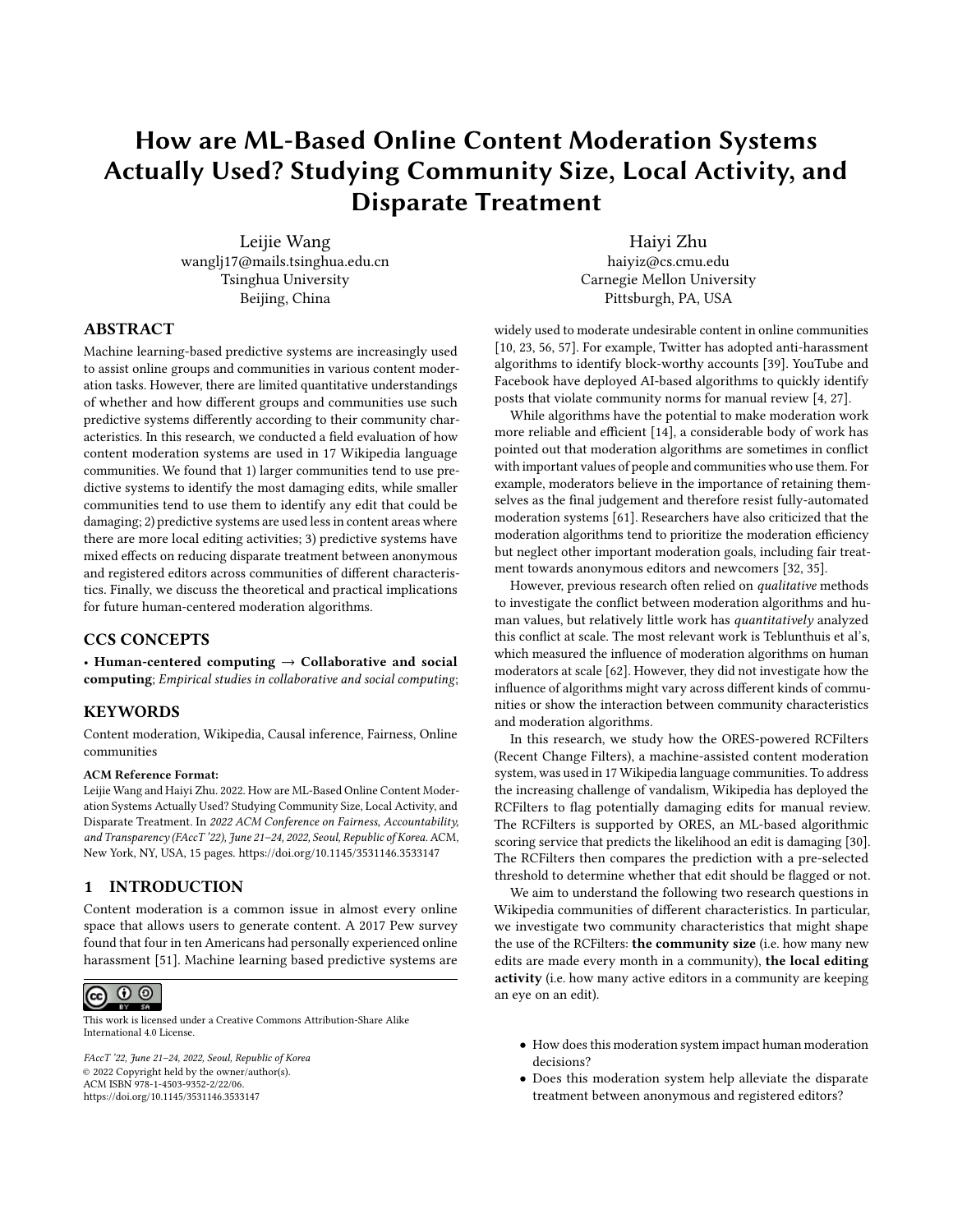# How are ML-Based Online Content Moderation Systems Actually Used? Studying Community Size, Local Activity, and Disparate Treatment

Leijie Wang
wanglj17@mails.tsinghua.edu.cn
Tsinghua University
Beijing, China

Haiyi Zhu
haiyiz@cs.cmu.edu
Carnegie Mellon University
Pittsburgh, PA, USA

## ABSTRACT

Machine learning-based predictive systems are increasingly used to assist online groups and communities in various content moderation tasks. However, there are limited quantitative understandings of whether and how different groups and communities use such predictive systems differently according to their community characteristics. In this research, we conducted a field evaluation of how content moderation systems are used in 17 Wikipedia language communities. We found that 1) larger communities tend to use predictive systems to identify the most damaging edits, while smaller communities tend to use them to identify any edit that could be damaging; 2) predictive systems are used less in content areas where there are more local editing activities; 3) predictive systems have mixed effects on reducing disparate treatment between anonymous and registered editors across communities of different characteristics. Finally, we discuss the theoretical and practical implications for future human-centered moderation algorithms.

## CCS CONCEPTS

• **Human-centered computing** → **Collaborative and social computing**; *Empirical studies in collaborative and social computing*;

## KEYWORDS

Content moderation, Wikipedia, Causal inference, Fairness, Online communities

**ACM Reference Format:**
Leijie Wang and Haiyi Zhu. 2022. How are ML-Based Online Content Moderation Systems Actually Used? Studying Community Size, Local Activity, and Disparate Treatment. In *2022 ACM Conference on Fairness, Accountability, and Transparency (FAccT '22), June 21–24, 2022, Seoul, Republic of Korea.* ACM, New York, NY, USA, 15 pages. https://doi.org/10.1145/3531146.3533147

This work is licensed under a Creative Commons Attribution-Share Alike International 4.0 License.

*FAccT '22, June 21–24, 2022, Seoul, Republic of Korea*
© 2022 Copyright held by the owner/author(s).
ACM ISBN 978-1-4503-9352-2/22/06.
https://doi.org/10.1145/3531146.3533147

## 1 INTRODUCTION

Content moderation is a common issue in almost every online space that allows users to generate content. A 2017 Pew survey found that four in ten Americans had personally experienced online harassment [51]. Machine learning based predictive systems are widely used to moderate undesirable content in online communities [10, 23, 56, 57]. For example, Twitter has adopted anti-harassment algorithms to identify block-worthy accounts [39]. YouTube and Facebook have deployed AI-based algorithms to quickly identify posts that violate community norms for manual review [4, 27].

While algorithms have the potential to make moderation work more reliable and efficient [14], a considerable body of work has pointed out that moderation algorithms are sometimes in conflict with important values of people and communities who use them. For example, moderators believe in the importance of retaining themselves as the final judgement and therefore resist fully-automated moderation systems [61]. Researchers have also criticized that the moderation algorithms tend to prioritize the moderation efficiency but neglect other important moderation goals, including fair treatment towards anonymous editors and newcomers [32, 35].

However, previous research often relied on *qualitative* methods to investigate the conflict between moderation algorithms and human values, but relatively little work has *quantitatively* analyzed this conflict at scale. The most relevant work is Teblunthuis et al's, which measured the influence of moderation algorithms on human moderators at scale [62]. However, they did not investigate how the influence of algorithms might vary across different kinds of communities or show the interaction between community characteristics and moderation algorithms.

In this research, we study how the ORES-powered RCFilters (Recent Change Filters), a machine-assisted content moderation system, was used in 17 Wikipedia language communities. To address the increasing challenge of vandalism, Wikipedia has deployed the RCFilters to flag potentially damaging edits for manual review. The RCFilters is supported by ORES, an ML-based algorithmic scoring service that predicts the likelihood an edit is damaging [30]. The RCFilters then compares the prediction with a pre-selected threshold to determine whether that edit should be flagged or not.

We aim to understand the following two research questions in Wikipedia communities of different characteristics. In particular, we investigate two community characteristics that might shape the use of the RCFilters: **the community size** (i.e. how many new edits are made every month in a community), **the local editing activity** (i.e. how many active editors in a community are keeping an eye on an edit).

- How does this moderation system impact human moderation decisions?
- Does this moderation system help alleviate the disparate treatment between anonymous and registered editors?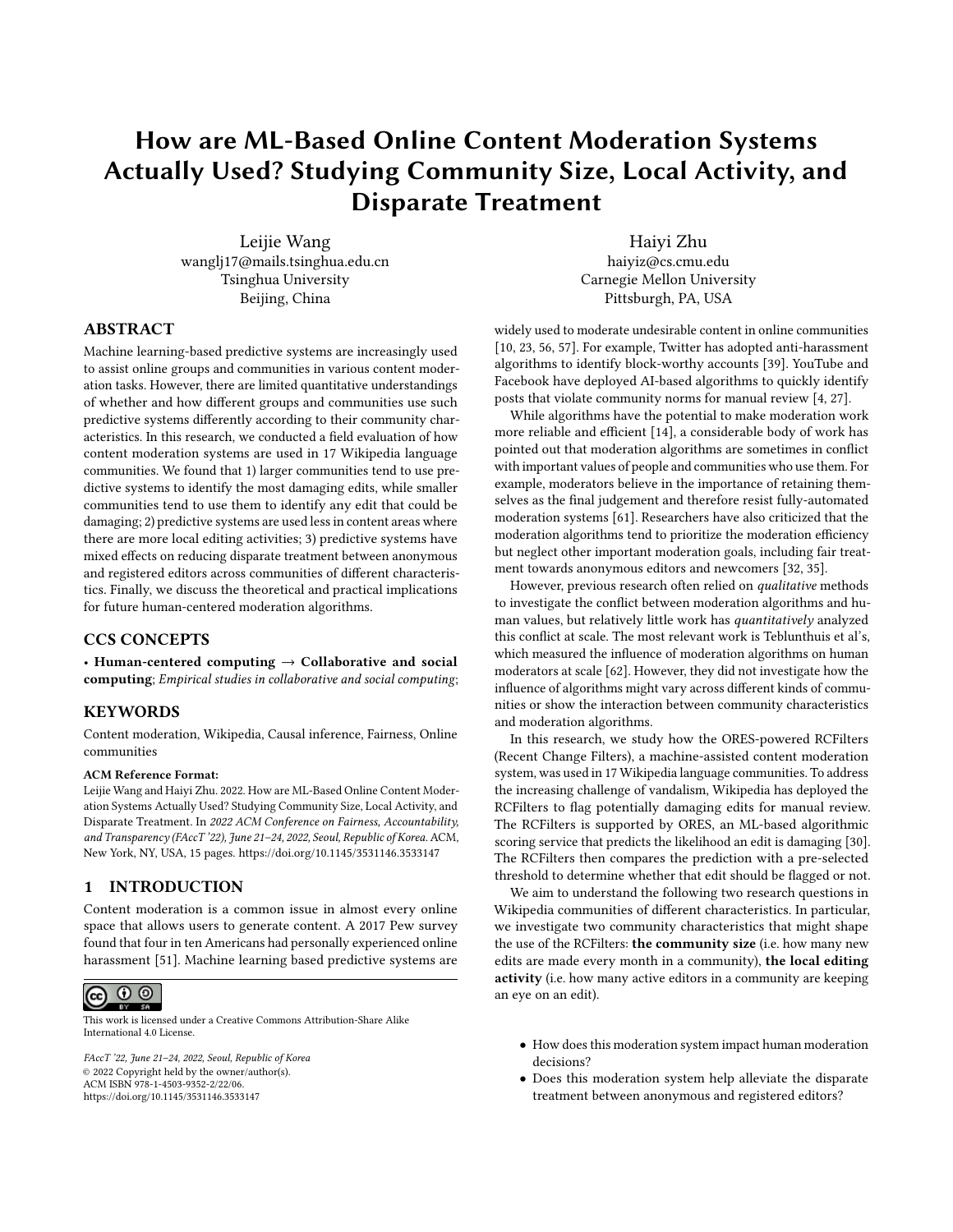# How are ML-Based Online Content Moderation Systems Actually Used? Studying Community Size, Local Activity, and Disparate Treatment

Leijie Wang
wanglj17@mails.tsinghua.edu.cn
Tsinghua University
Beijing, China

Haiyi Zhu
haiyiz@cs.cmu.edu
Carnegie Mellon University
Pittsburgh, PA, USA

## ABSTRACT

Machine learning-based predictive systems are increasingly used to assist online groups and communities in various content moderation tasks. However, there are limited quantitative understandings of whether and how different groups and communities use such predictive systems differently according to their community characteristics. In this research, we conducted a field evaluation of how content moderation systems are used in 17 Wikipedia language communities. We found that 1) larger communities tend to use predictive systems to identify the most damaging edits, while smaller communities tend to use them to identify any edit that could be damaging; 2) predictive systems are used less in content areas where there are more local editing activities; 3) predictive systems have mixed effects on reducing disparate treatment between anonymous and registered editors across communities of different characteristics. Finally, we discuss the theoretical and practical implications for future human-centered moderation algorithms.

## CCS CONCEPTS

• **Human-centered computing** → **Collaborative and social computing**; *Empirical studies in collaborative and social computing*;

## KEYWORDS

Content moderation, Wikipedia, Causal inference, Fairness, Online communities

**ACM Reference Format:**
Leijie Wang and Haiyi Zhu. 2022. How are ML-Based Online Content Moderation Systems Actually Used? Studying Community Size, Local Activity, and Disparate Treatment. In *2022 ACM Conference on Fairness, Accountability, and Transparency (FAccT '22), June 21–24, 2022, Seoul, Republic of Korea.* ACM, New York, NY, USA, 15 pages. https://doi.org/10.1145/3531146.3533147

## 1 INTRODUCTION

Content moderation is a common issue in almost every online space that allows users to generate content. A 2017 Pew survey found that four in ten Americans had personally experienced online harassment [51]. Machine learning based predictive systems are widely used to moderate undesirable content in online communities [10, 23, 56, 57]. For example, Twitter has adopted anti-harassment algorithms to identify block-worthy accounts [39]. YouTube and Facebook have deployed AI-based algorithms to quickly identify posts that violate community norms for manual review [4, 27].

While algorithms have the potential to make moderation work more reliable and efficient [14], a considerable body of work has pointed out that moderation algorithms are sometimes in conflict with important values of people and communities who use them. For example, moderators believe in the importance of retaining themselves as the final judgement and therefore resist fully-automated moderation systems [61]. Researchers have also criticized that the moderation algorithms tend to prioritize the moderation efficiency but neglect other important moderation goals, including fair treatment towards anonymous editors and newcomers [32, 35].

However, previous research often relied on *qualitative* methods to investigate the conflict between moderation algorithms and human values, but relatively little work has *quantitatively* analyzed this conflict at scale. The most relevant work is Teblunthuis et al's, which measured the influence of moderation algorithms on human moderators at scale [62]. However, they did not investigate how the influence of algorithms might vary across different kinds of communities or show the interaction between community characteristics and moderation algorithms.

In this research, we study how the ORES-powered RCFilters (Recent Change Filters), a machine-assisted content moderation system, was used in 17 Wikipedia language communities. To address the increasing challenge of vandalism, Wikipedia has deployed the RCFilters to flag potentially damaging edits for manual review. The RCFilters is supported by ORES, an ML-based algorithmic scoring service that predicts the likelihood an edit is damaging [30]. The RCFilters then compares the prediction with a pre-selected threshold to determine whether that edit should be flagged or not.

We aim to understand the following two research questions in Wikipedia communities of different characteristics. In particular, we investigate two community characteristics that might shape the use of the RCFilters: **the community size** (i.e. how many new edits are made every month in a community), **the local editing activity** (i.e. how many active editors in a community are keeping an eye on an edit).

- How does this moderation system impact human moderation decisions?
- Does this moderation system help alleviate the disparate treatment between anonymous and registered editors?

This work is licensed under a Creative Commons Attribution-Share Alike International 4.0 License.

FAccT '22, June 21–24, 2022, Seoul, Republic of Korea
© 2022 Copyright held by the owner/author(s).
ACM ISBN 978-1-4503-9352-2/22/06.
https://doi.org/10.1145/3531146.3533147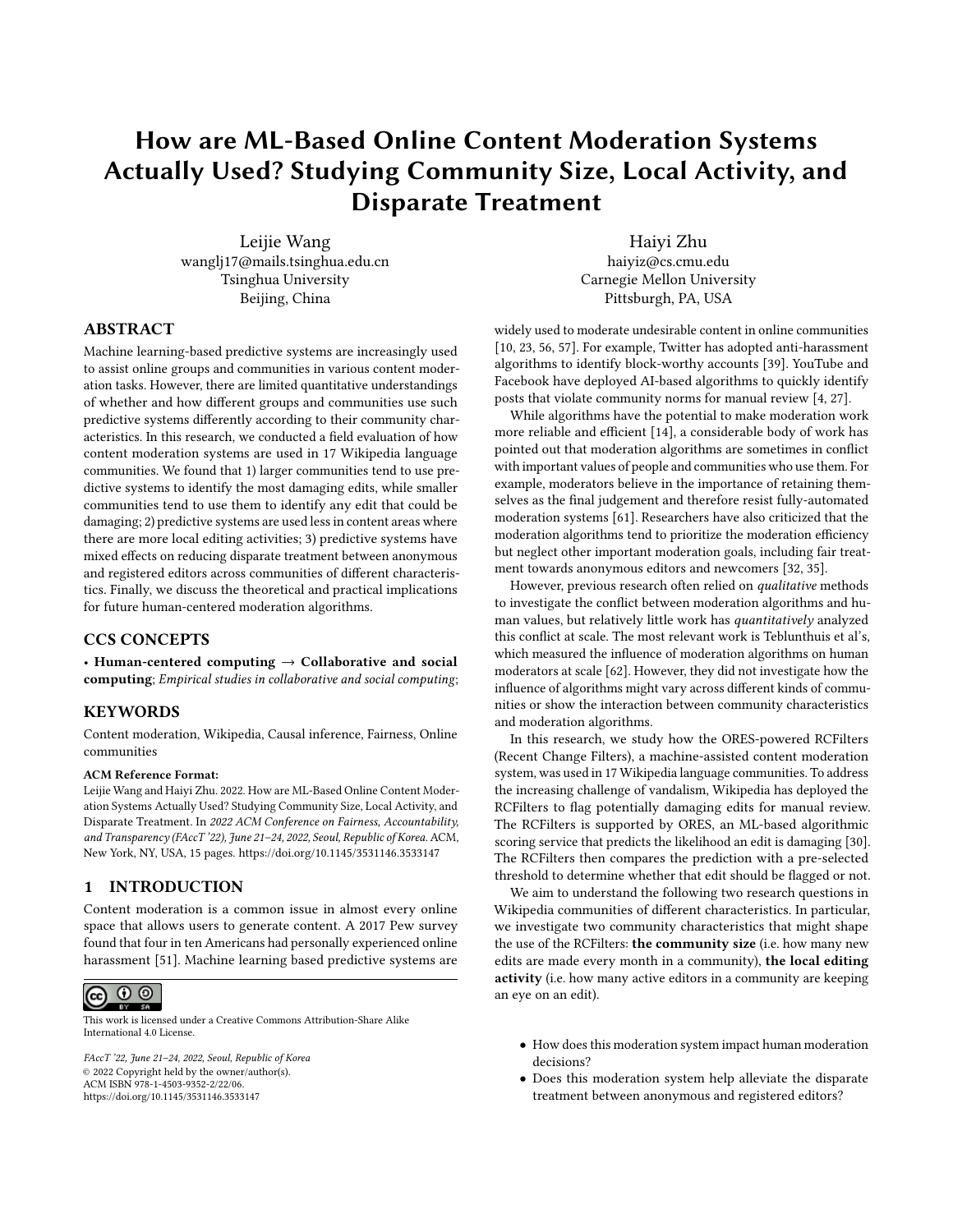# How are ML-Based Online Content Moderation Systems Actually Used? Studying Community Size, Local Activity, and Disparate Treatment

Leijie Wang
wanglj17@mails.tsinghua.edu.cn
Tsinghua University
Beijing, China

Haiyi Zhu
haiyiz@cs.cmu.edu
Carnegie Mellon University
Pittsburgh, PA, USA

## ABSTRACT

Machine learning-based predictive systems are increasingly used to assist online groups and communities in various content moderation tasks. However, there are limited quantitative understandings of whether and how different groups and communities use such predictive systems differently according to their community characteristics. In this research, we conducted a field evaluation of how content moderation systems are used in 17 Wikipedia language communities. We found that 1) larger communities tend to use predictive systems to identify the most damaging edits, while smaller communities tend to use them to identify any edit that could be damaging; 2) predictive systems are used less in content areas where there are more local editing activities; 3) predictive systems have mixed effects on reducing disparate treatment between anonymous and registered editors across communities of different characteristics. Finally, we discuss the theoretical and practical implications for future human-centered moderation algorithms.

## CCS CONCEPTS

• **Human-centered computing** → **Collaborative and social computing**; *Empirical studies in collaborative and social computing*;

## KEYWORDS

Content moderation, Wikipedia, Causal inference, Fairness, Online communities

**ACM Reference Format:**
Leijie Wang and Haiyi Zhu. 2022. How are ML-Based Online Content Moderation Systems Actually Used? Studying Community Size, Local Activity, and Disparate Treatment. In *2022 ACM Conference on Fairness, Accountability, and Transparency (FAccT '22), June 21–24, 2022, Seoul, Republic of Korea.* ACM, New York, NY, USA, 15 pages. https://doi.org/10.1145/3531146.3533147

## 1 INTRODUCTION

Content moderation is a common issue in almost every online space that allows users to generate content. A 2017 Pew survey found that four in ten Americans had personally experienced online harassment [51]. Machine learning based predictive systems are widely used to moderate undesirable content in online communities [10, 23, 56, 57]. For example, Twitter has adopted anti-harassment algorithms to identify block-worthy accounts [39]. YouTube and Facebook have deployed AI-based algorithms to quickly identify posts that violate community norms for manual review [4, 27].

While algorithms have the potential to make moderation work more reliable and efficient [14], a considerable body of work has pointed out that moderation algorithms are sometimes in conflict with important values of people and communities who use them. For example, moderators believe in the importance of retaining themselves as the final judgement and therefore resist fully-automated moderation systems [61]. Researchers have also criticized that the moderation algorithms tend to prioritize the moderation efficiency but neglect other important moderation goals, including fair treatment towards anonymous editors and newcomers [32, 35].

However, previous research often relied on *qualitative* methods to investigate the conflict between moderation algorithms and human values, but relatively little work has *quantitatively* analyzed this conflict at scale. The most relevant work is Teblunthuis et al's, which measured the influence of moderation algorithms on human moderators at scale [62]. However, they did not investigate how the influence of algorithms might vary across different kinds of communities or show the interaction between community characteristics and moderation algorithms.

In this research, we study how the ORES-powered RCFilters (Recent Change Filters), a machine-assisted content moderation system, was used in 17 Wikipedia language communities. To address the increasing challenge of vandalism, Wikipedia has deployed the RCFilters to flag potentially damaging edits for manual review. The RCFilters is supported by ORES, an ML-based algorithmic scoring service that predicts the likelihood an edit is damaging [30]. The RCFilters then compares the prediction with a pre-selected threshold to determine whether that edit should be flagged or not.

We aim to understand the following two research questions in Wikipedia communities of different characteristics. In particular, we investigate two community characteristics that might shape the use of the RCFilters: **the community size** (i.e. how many new edits are made every month in a community), **the local editing activity** (i.e. how many active editors in a community are keeping an eye on an edit).

- How does this moderation system impact human moderation decisions?
- Does this moderation system help alleviate the disparate treatment between anonymous and registered editors?

This work is licensed under a Creative Commons Attribution-Share Alike International 4.0 License.

*FAccT '22, June 21–24, 2022, Seoul, Republic of Korea*
© 2022 Copyright held by the owner/author(s).
ACM ISBN 978-1-4503-9352-2/22/06.
https://doi.org/10.1145/3531146.3533147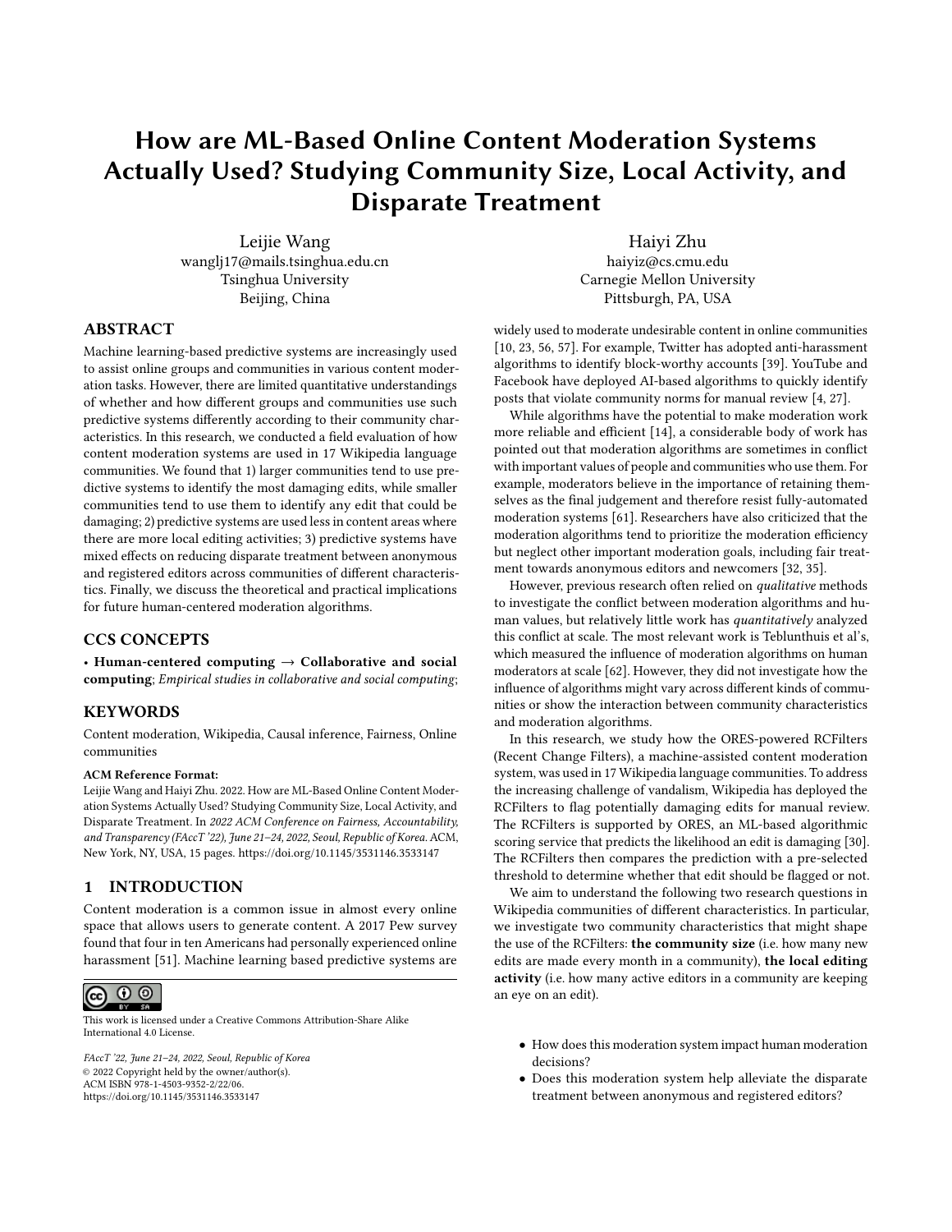# How are ML-Based Online Content Moderation Systems Actually Used? Studying Community Size, Local Activity, and Disparate Treatment

Leijie Wang
wanglj17@mails.tsinghua.edu.cn
Tsinghua University
Beijing, China

Haiyi Zhu
haiyiz@cs.cmu.edu
Carnegie Mellon University
Pittsburgh, PA, USA

## ABSTRACT

Machine learning-based predictive systems are increasingly used to assist online groups and communities in various content moderation tasks. However, there are limited quantitative understandings of whether and how different groups and communities use such predictive systems differently according to their community characteristics. In this research, we conducted a field evaluation of how content moderation systems are used in 17 Wikipedia language communities. We found that 1) larger communities tend to use predictive systems to identify the most damaging edits, while smaller communities tend to use them to identify any edit that could be damaging; 2) predictive systems are used less in content areas where there are more local editing activities; 3) predictive systems have mixed effects on reducing disparate treatment between anonymous and registered editors across communities of different characteristics. Finally, we discuss the theoretical and practical implications for future human-centered moderation algorithms.

## CCS CONCEPTS

• **Human-centered computing** → **Collaborative and social computing**; *Empirical studies in collaborative and social computing*;

## KEYWORDS

Content moderation, Wikipedia, Causal inference, Fairness, Online communities

**ACM Reference Format:**
Leijie Wang and Haiyi Zhu. 2022. How are ML-Based Online Content Moderation Systems Actually Used? Studying Community Size, Local Activity, and Disparate Treatment. In *2022 ACM Conference on Fairness, Accountability, and Transparency (FAccT '22), June 21–24, 2022, Seoul, Republic of Korea.* ACM, New York, NY, USA, 15 pages. https://doi.org/10.1145/3531146.3533147

## 1 INTRODUCTION

Content moderation is a common issue in almost every online space that allows users to generate content. A 2017 Pew survey found that four in ten Americans had personally experienced online harassment [51]. Machine learning based predictive systems are widely used to moderate undesirable content in online communities [10, 23, 56, 57]. For example, Twitter has adopted anti-harassment algorithms to identify block-worthy accounts [39]. YouTube and Facebook have deployed AI-based algorithms to quickly identify posts that violate community norms for manual review [4, 27].

While algorithms have the potential to make moderation work more reliable and efficient [14], a considerable body of work has pointed out that moderation algorithms are sometimes in conflict with important values of people and communities who use them. For example, moderators believe in the importance of retaining themselves as the final judgement and therefore resist fully-automated moderation systems [61]. Researchers have also criticized that the moderation algorithms tend to prioritize the moderation efficiency but neglect other important moderation goals, including fair treatment towards anonymous editors and newcomers [32, 35].

However, previous research often relied on *qualitative* methods to investigate the conflict between moderation algorithms and human values, but relatively little work has *quantitatively* analyzed this conflict at scale. The most relevant work is Teblunthuis et al's, which measured the influence of moderation algorithms on human moderators at scale [62]. However, they did not investigate how the influence of algorithms might vary across different kinds of communities or show the interaction between community characteristics and moderation algorithms.

In this research, we study how the ORES-powered RCFilters (Recent Change Filters), a machine-assisted content moderation system, was used in 17 Wikipedia language communities. To address the increasing challenge of vandalism, Wikipedia has deployed the RCFilters to flag potentially damaging edits for manual review. The RCFilters is supported by ORES, an ML-based algorithmic scoring service that predicts the likelihood an edit is damaging [30]. The RCFilters then compares the prediction with a pre-selected threshold to determine whether that edit should be flagged or not.

We aim to understand the following two research questions in Wikipedia communities of different characteristics. In particular, we investigate two community characteristics that might shape the use of the RCFilters: **the community size** (i.e. how many new edits are made every month in a community), **the local editing activity** (i.e. how many active editors in a community are keeping an eye on an edit).

- How does this moderation system impact human moderation decisions?
- Does this moderation system help alleviate the disparate treatment between anonymous and registered editors?

This work is licensed under a Creative Commons Attribution-Share Alike International 4.0 License.

*FAccT '22, June 21–24, 2022, Seoul, Republic of Korea*
© 2022 Copyright held by the owner/author(s).
ACM ISBN 978-1-4503-9352-2/22/06.
https://doi.org/10.1145/3531146.3533147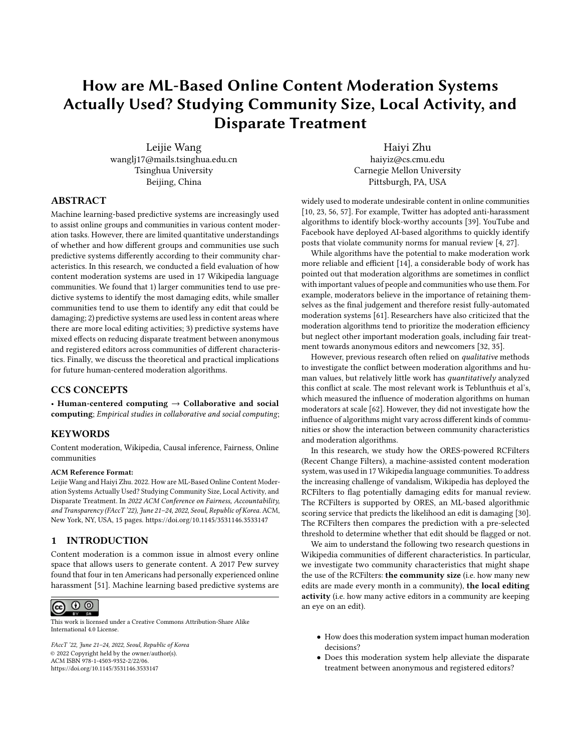# How are ML-Based Online Content Moderation Systems Actually Used? Studying Community Size, Local Activity, and Disparate Treatment

Leijie Wang
wanglj17@mails.tsinghua.edu.cn
Tsinghua University
Beijing, China

Haiyi Zhu
haiyiz@cs.cmu.edu
Carnegie Mellon University
Pittsburgh, PA, USA

## ABSTRACT

Machine learning-based predictive systems are increasingly used to assist online groups and communities in various content moderation tasks. However, there are limited quantitative understandings of whether and how different groups and communities use such predictive systems differently according to their community characteristics. In this research, we conducted a field evaluation of how content moderation systems are used in 17 Wikipedia language communities. We found that 1) larger communities tend to use predictive systems to identify the most damaging edits, while smaller communities tend to use them to identify any edit that could be damaging; 2) predictive systems are used less in content areas where there are more local editing activities; 3) predictive systems have mixed effects on reducing disparate treatment between anonymous and registered editors across communities of different characteristics. Finally, we discuss the theoretical and practical implications for future human-centered moderation algorithms.

## CCS CONCEPTS

• **Human-centered computing** → **Collaborative and social computing**; *Empirical studies in collaborative and social computing*;

## KEYWORDS

Content moderation, Wikipedia, Causal inference, Fairness, Online communities

**ACM Reference Format:**
Leijie Wang and Haiyi Zhu. 2022. How are ML-Based Online Content Moderation Systems Actually Used? Studying Community Size, Local Activity, and Disparate Treatment. In *2022 ACM Conference on Fairness, Accountability, and Transparency (FAccT '22), June 21–24, 2022, Seoul, Republic of Korea.* ACM, New York, NY, USA, 15 pages. https://doi.org/10.1145/3531146.3533147

## 1 INTRODUCTION

Content moderation is a common issue in almost every online space that allows users to generate content. A 2017 Pew survey found that four in ten Americans had personally experienced online harassment [51]. Machine learning based predictive systems are widely used to moderate undesirable content in online communities [10, 23, 56, 57]. For example, Twitter has adopted anti-harassment algorithms to identify block-worthy accounts [39]. YouTube and Facebook have deployed AI-based algorithms to quickly identify posts that violate community norms for manual review [4, 27].

While algorithms have the potential to make moderation work more reliable and efficient [14], a considerable body of work has pointed out that moderation algorithms are sometimes in conflict with important values of people and communities who use them. For example, moderators believe in the importance of retaining themselves as the final judgement and therefore resist fully-automated moderation systems [61]. Researchers have also criticized that the moderation algorithms tend to prioritize the moderation efficiency but neglect other important moderation goals, including fair treatment towards anonymous editors and newcomers [32, 35].

However, previous research often relied on *qualitative* methods to investigate the conflict between moderation algorithms and human values, but relatively little work has *quantitatively* analyzed this conflict at scale. The most relevant work is Teblunthuis et al's, which measured the influence of moderation algorithms on human moderators at scale [62]. However, they did not investigate how the influence of algorithms might vary across different kinds of communities or show the interaction between community characteristics and moderation algorithms.

In this research, we study how the ORES-powered RCFilters (Recent Change Filters), a machine-assisted content moderation system, was used in 17 Wikipedia language communities. To address the increasing challenge of vandalism, Wikipedia has deployed the RCFilters to flag potentially damaging edits for manual review. The RCFilters is supported by ORES, an ML-based algorithmic scoring service that predicts the likelihood an edit is damaging [30]. The RCFilters then compares the prediction with a pre-selected threshold to determine whether that edit should be flagged or not.

We aim to understand the following two research questions in Wikipedia communities of different characteristics. In particular, we investigate two community characteristics that might shape the use of the RCFilters: **the community size** (i.e. how many new edits are made every month in a community), **the local editing activity** (i.e. how many active editors in a community are keeping an eye on an edit).

- How does this moderation system impact human moderation decisions?
- Does this moderation system help alleviate the disparate treatment between anonymous and registered editors?

This work is licensed under a Creative Commons Attribution-Share Alike International 4.0 License.

*FAccT '22, June 21–24, 2022, Seoul, Republic of Korea*
© 2022 Copyright held by the owner/author(s).
ACM ISBN 978-1-4503-9352-2/22/06.
https://doi.org/10.1145/3531146.3533147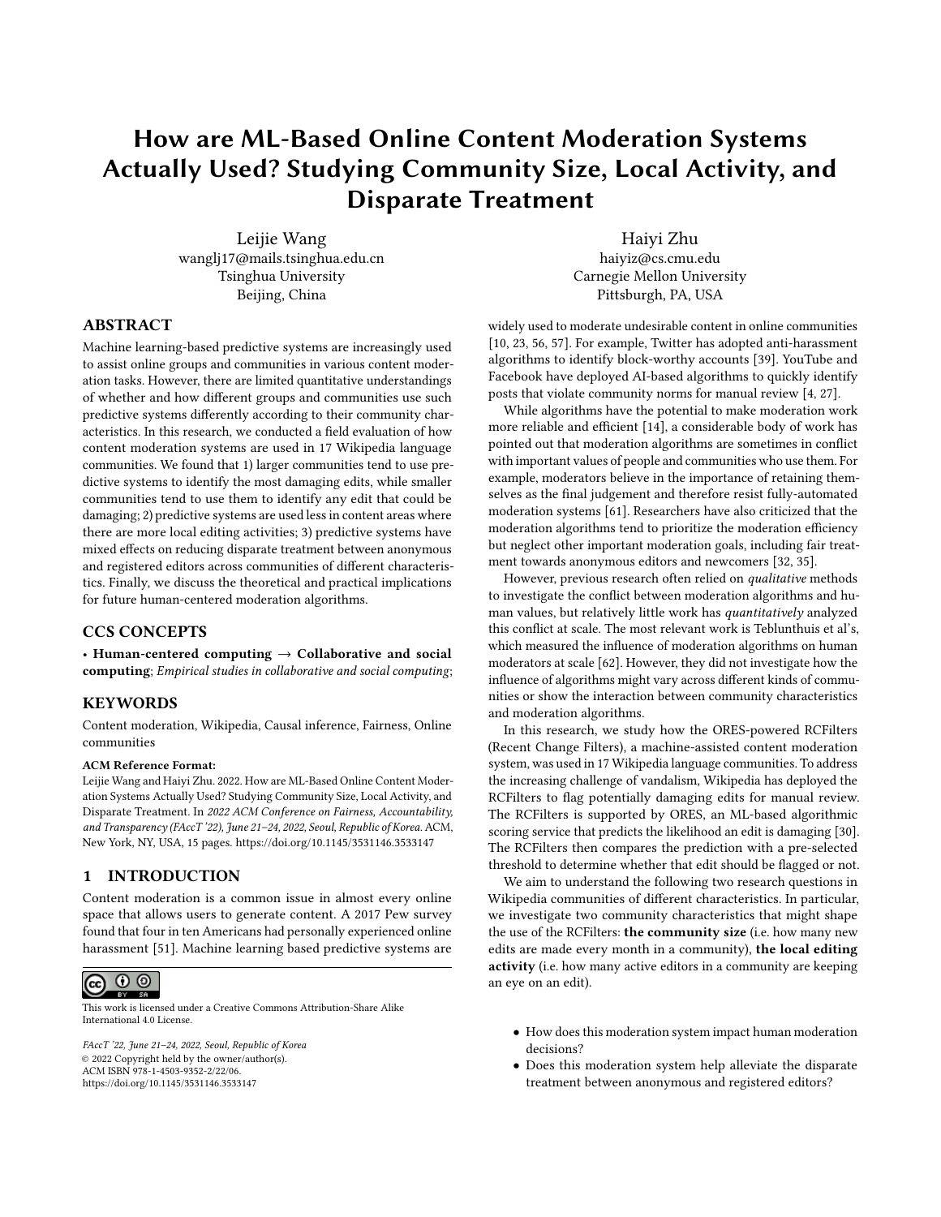# How are ML-Based Online Content Moderation Systems Actually Used? Studying Community Size, Local Activity, and Disparate Treatment

Leijie Wang
wanglj17@mails.tsinghua.edu.cn
Tsinghua University
Beijing, China

Haiyi Zhu
haiyiz@cs.cmu.edu
Carnegie Mellon University
Pittsburgh, PA, USA

## ABSTRACT

Machine learning-based predictive systems are increasingly used to assist online groups and communities in various content moderation tasks. However, there are limited quantitative understandings of whether and how different groups and communities use such predictive systems differently according to their community characteristics. In this research, we conducted a field evaluation of how content moderation systems are used in 17 Wikipedia language communities. We found that 1) larger communities tend to use predictive systems to identify the most damaging edits, while smaller communities tend to use them to identify any edit that could be damaging; 2) predictive systems are used less in content areas where there are more local editing activities; 3) predictive systems have mixed effects on reducing disparate treatment between anonymous and registered editors across communities of different characteristics. Finally, we discuss the theoretical and practical implications for future human-centered moderation algorithms.

## CCS CONCEPTS

• **Human-centered computing** → **Collaborative and social computing**; *Empirical studies in collaborative and social computing*;

## KEYWORDS

Content moderation, Wikipedia, Causal inference, Fairness, Online communities

**ACM Reference Format:**
Leijie Wang and Haiyi Zhu. 2022. How are ML-Based Online Content Moderation Systems Actually Used? Studying Community Size, Local Activity, and Disparate Treatment. In *2022 ACM Conference on Fairness, Accountability, and Transparency (FAccT '22), June 21–24, 2022, Seoul, Republic of Korea.* ACM, New York, NY, USA, 15 pages. https://doi.org/10.1145/3531146.3533147

## 1 INTRODUCTION

Content moderation is a common issue in almost every online space that allows users to generate content. A 2017 Pew survey found that four in ten Americans had personally experienced online harassment [51]. Machine learning based predictive systems are widely used to moderate undesirable content in online communities [10, 23, 56, 57]. For example, Twitter has adopted anti-harassment algorithms to identify block-worthy accounts [39]. YouTube and Facebook have deployed AI-based algorithms to quickly identify posts that violate community norms for manual review [4, 27].

While algorithms have the potential to make moderation work more reliable and efficient [14], a considerable body of work has pointed out that moderation algorithms are sometimes in conflict with important values of people and communities who use them. For example, moderators believe in the importance of retaining themselves as the final judgement and therefore resist fully-automated moderation systems [61]. Researchers have also criticized that the moderation algorithms tend to prioritize the moderation efficiency but neglect other important moderation goals, including fair treatment towards anonymous editors and newcomers [32, 35].

However, previous research often relied on *qualitative* methods to investigate the conflict between moderation algorithms and human values, but relatively little work has *quantitatively* analyzed this conflict at scale. The most relevant work is Teblunthuis et al's, which measured the influence of moderation algorithms on human moderators at scale [62]. However, they did not investigate how the influence of algorithms might vary across different kinds of communities or show the interaction between community characteristics and moderation algorithms.

In this research, we study how the ORES-powered RCFilters (Recent Change Filters), a machine-assisted content moderation system, was used in 17 Wikipedia language communities. To address the increasing challenge of vandalism, Wikipedia has deployed the RCFilters to flag potentially damaging edits for manual review. The RCFilters is supported by ORES, an ML-based algorithmic scoring service that predicts the likelihood an edit is damaging [30]. The RCFilters then compares the prediction with a pre-selected threshold to determine whether that edit should be flagged or not.

We aim to understand the following two research questions in Wikipedia communities of different characteristics. In particular, we investigate two community characteristics that might shape the use of the RCFilters: **the community size** (i.e. how many new edits are made every month in a community), **the local editing activity** (i.e. how many active editors in a community are keeping an eye on an edit).

- How does this moderation system impact human moderation decisions?
- Does this moderation system help alleviate the disparate treatment between anonymous and registered editors?

This work is licensed under a Creative Commons Attribution-Share Alike International 4.0 License.

FAccT '22, June 21–24, 2022, Seoul, Republic of Korea
© 2022 Copyright held by the owner/author(s).
ACM ISBN 978-1-4503-9352-2/22/06.
https://doi.org/10.1145/3531146.3533147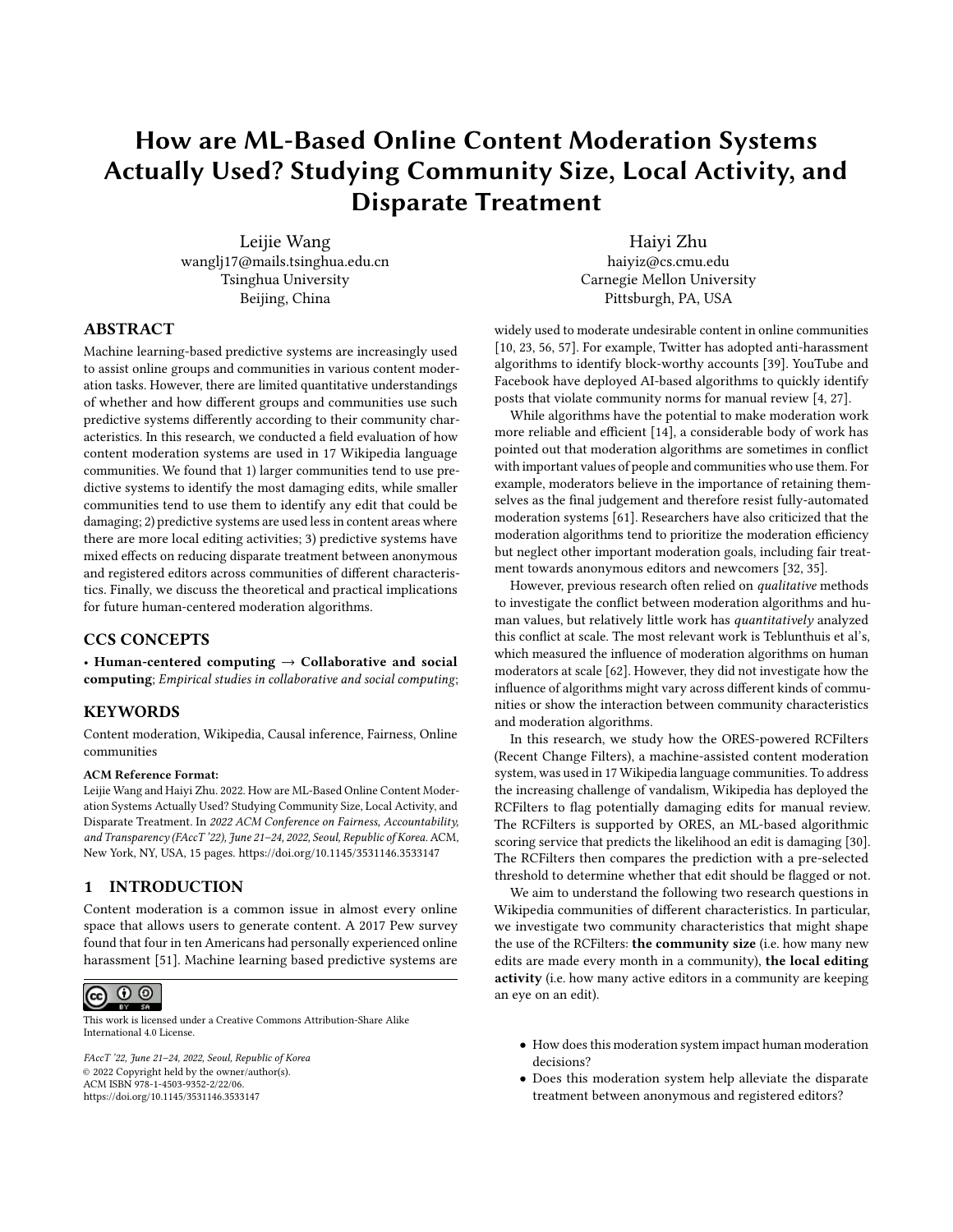# How are ML-Based Online Content Moderation Systems Actually Used? Studying Community Size, Local Activity, and Disparate Treatment

Leijie Wang
wanglj17@mails.tsinghua.edu.cn
Tsinghua University
Beijing, China

Haiyi Zhu
haiyiz@cs.cmu.edu
Carnegie Mellon University
Pittsburgh, PA, USA

## ABSTRACT

Machine learning-based predictive systems are increasingly used to assist online groups and communities in various content moderation tasks. However, there are limited quantitative understandings of whether and how different groups and communities use such predictive systems differently according to their community characteristics. In this research, we conducted a field evaluation of how content moderation systems are used in 17 Wikipedia language communities. We found that 1) larger communities tend to use predictive systems to identify the most damaging edits, while smaller communities tend to use them to identify any edit that could be damaging; 2) predictive systems are used less in content areas where there are more local editing activities; 3) predictive systems have mixed effects on reducing disparate treatment between anonymous and registered editors across communities of different characteristics. Finally, we discuss the theoretical and practical implications for future human-centered moderation algorithms.

## CCS CONCEPTS

• **Human-centered computing** → **Collaborative and social computing**; *Empirical studies in collaborative and social computing*;

## KEYWORDS

Content moderation, Wikipedia, Causal inference, Fairness, Online communities

**ACM Reference Format:**
Leijie Wang and Haiyi Zhu. 2022. How are ML-Based Online Content Moderation Systems Actually Used? Studying Community Size, Local Activity, and Disparate Treatment. In *2022 ACM Conference on Fairness, Accountability, and Transparency (FAccT '22), June 21–24, 2022, Seoul, Republic of Korea.* ACM, New York, NY, USA, 15 pages. https://doi.org/10.1145/3531146.3533147

## 1 INTRODUCTION

Content moderation is a common issue in almost every online space that allows users to generate content. A 2017 Pew survey found that four in ten Americans had personally experienced online harassment [51]. Machine learning based predictive systems are widely used to moderate undesirable content in online communities [10, 23, 56, 57]. For example, Twitter has adopted anti-harassment algorithms to identify block-worthy accounts [39]. YouTube and Facebook have deployed AI-based algorithms to quickly identify posts that violate community norms for manual review [4, 27].

While algorithms have the potential to make moderation work more reliable and efficient [14], a considerable body of work has pointed out that moderation algorithms are sometimes in conflict with important values of people and communities who use them. For example, moderators believe in the importance of retaining themselves as the final judgement and therefore resist fully-automated moderation systems [61]. Researchers have also criticized that the moderation algorithms tend to prioritize the moderation efficiency but neglect other important moderation goals, including fair treatment towards anonymous editors and newcomers [32, 35].

However, previous research often relied on *qualitative* methods to investigate the conflict between moderation algorithms and human values, but relatively little work has *quantitatively* analyzed this conflict at scale. The most relevant work is Teblunthuis et al's, which measured the influence of moderation algorithms on human moderators at scale [62]. However, they did not investigate how the influence of algorithms might vary across different kinds of communities or show the interaction between community characteristics and moderation algorithms.

In this research, we study how the ORES-powered RCFilters (Recent Change Filters), a machine-assisted content moderation system, was used in 17 Wikipedia language communities. To address the increasing challenge of vandalism, Wikipedia has deployed the RCFilters to flag potentially damaging edits for manual review. The RCFilters is supported by ORES, an ML-based algorithmic scoring service that predicts the likelihood an edit is damaging [30]. The RCFilters then compares the prediction with a pre-selected threshold to determine whether that edit should be flagged or not.

We aim to understand the following two research questions in Wikipedia communities of different characteristics. In particular, we investigate two community characteristics that might shape the use of the RCFilters: **the community size** (i.e. how many new edits are made every month in a community), **the local editing activity** (i.e. how many active editors in a community are keeping an eye on an edit).

- How does this moderation system impact human moderation decisions?
- Does this moderation system help alleviate the disparate treatment between anonymous and registered editors?

This work is licensed under a Creative Commons Attribution-Share Alike International 4.0 License.

FAccT '22, June 21–24, 2022, Seoul, Republic of Korea
© 2022 Copyright held by the owner/author(s).
ACM ISBN 978-1-4503-9352-2/22/06.
https://doi.org/10.1145/3531146.3533147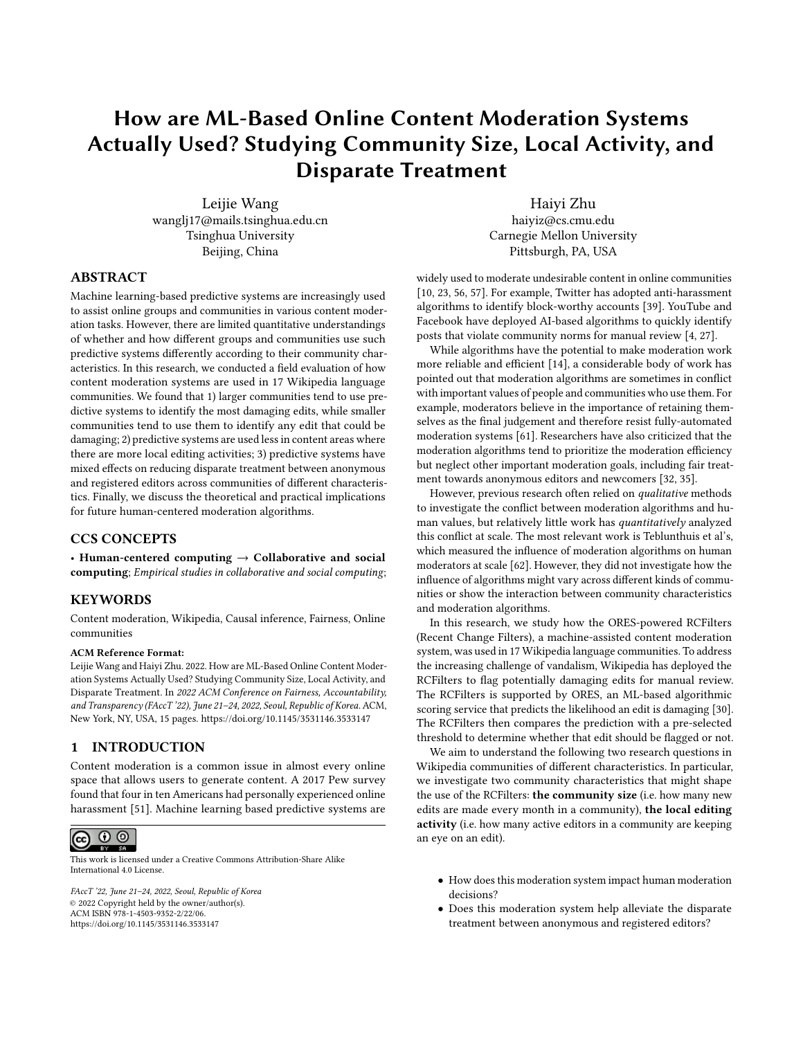# How are ML-Based Online Content Moderation Systems Actually Used? Studying Community Size, Local Activity, and Disparate Treatment

Leijie Wang
wanglj17@mails.tsinghua.edu.cn
Tsinghua University
Beijing, China

Haiyi Zhu
haiyiz@cs.cmu.edu
Carnegie Mellon University
Pittsburgh, PA, USA

## ABSTRACT

Machine learning-based predictive systems are increasingly used to assist online groups and communities in various content moderation tasks. However, there are limited quantitative understandings of whether and how different groups and communities use such predictive systems differently according to their community characteristics. In this research, we conducted a field evaluation of how content moderation systems are used in 17 Wikipedia language communities. We found that 1) larger communities tend to use predictive systems to identify the most damaging edits, while smaller communities tend to use them to identify any edit that could be damaging; 2) predictive systems are used less in content areas where there are more local editing activities; 3) predictive systems have mixed effects on reducing disparate treatment between anonymous and registered editors across communities of different characteristics. Finally, we discuss the theoretical and practical implications for future human-centered moderation algorithms.

## CCS CONCEPTS

• **Human-centered computing** → **Collaborative and social computing**; *Empirical studies in collaborative and social computing*;

## KEYWORDS

Content moderation, Wikipedia, Causal inference, Fairness, Online communities

**ACM Reference Format:**
Leijie Wang and Haiyi Zhu. 2022. How are ML-Based Online Content Moderation Systems Actually Used? Studying Community Size, Local Activity, and Disparate Treatment. In *2022 ACM Conference on Fairness, Accountability, and Transparency (FAccT '22), June 21–24, 2022, Seoul, Republic of Korea.* ACM, New York, NY, USA, 15 pages. https://doi.org/10.1145/3531146.3533147

## 1 INTRODUCTION

Content moderation is a common issue in almost every online space that allows users to generate content. A 2017 Pew survey found that four in ten Americans had personally experienced online harassment [51]. Machine learning based predictive systems are widely used to moderate undesirable content in online communities [10, 23, 56, 57]. For example, Twitter has adopted anti-harassment algorithms to identify block-worthy accounts [39]. YouTube and Facebook have deployed AI-based algorithms to quickly identify posts that violate community norms for manual review [4, 27].

While algorithms have the potential to make moderation work more reliable and efficient [14], a considerable body of work has pointed out that moderation algorithms are sometimes in conflict with important values of people and communities who use them. For example, moderators believe in the importance of retaining themselves as the final judgement and therefore resist fully-automated moderation systems [61]. Researchers have also criticized that the moderation algorithms tend to prioritize the moderation efficiency but neglect other important moderation goals, including fair treatment towards anonymous editors and newcomers [32, 35].

However, previous research often relied on *qualitative* methods to investigate the conflict between moderation algorithms and human values, but relatively little work has *quantitatively* analyzed this conflict at scale. The most relevant work is Teblunthuis et al's, which measured the influence of moderation algorithms on human moderators at scale [62]. However, they did not investigate how the influence of algorithms might vary across different kinds of communities or show the interaction between community characteristics and moderation algorithms.

In this research, we study how the ORES-powered RCFilters (Recent Change Filters), a machine-assisted content moderation system, was used in 17 Wikipedia language communities. To address the increasing challenge of vandalism, Wikipedia has deployed the RCFilters to flag potentially damaging edits for manual review. The RCFilters is supported by ORES, an ML-based algorithmic scoring service that predicts the likelihood an edit is damaging [30]. The RCFilters then compares the prediction with a pre-selected threshold to determine whether that edit should be flagged or not.

We aim to understand the following two research questions in Wikipedia communities of different characteristics. In particular, we investigate two community characteristics that might shape the use of the RCFilters: **the community size** (i.e. how many new edits are made every month in a community), **the local editing activity** (i.e. how many active editors in a community are keeping an eye on an edit).

- How does this moderation system impact human moderation decisions?
- Does this moderation system help alleviate the disparate treatment between anonymous and registered editors?

This work is licensed under a Creative Commons Attribution-Share Alike International 4.0 License.

*FAccT '22, June 21–24, 2022, Seoul, Republic of Korea*
© 2022 Copyright held by the owner/author(s).
ACM ISBN 978-1-4503-9352-2/22/06.
https://doi.org/10.1145/3531146.3533147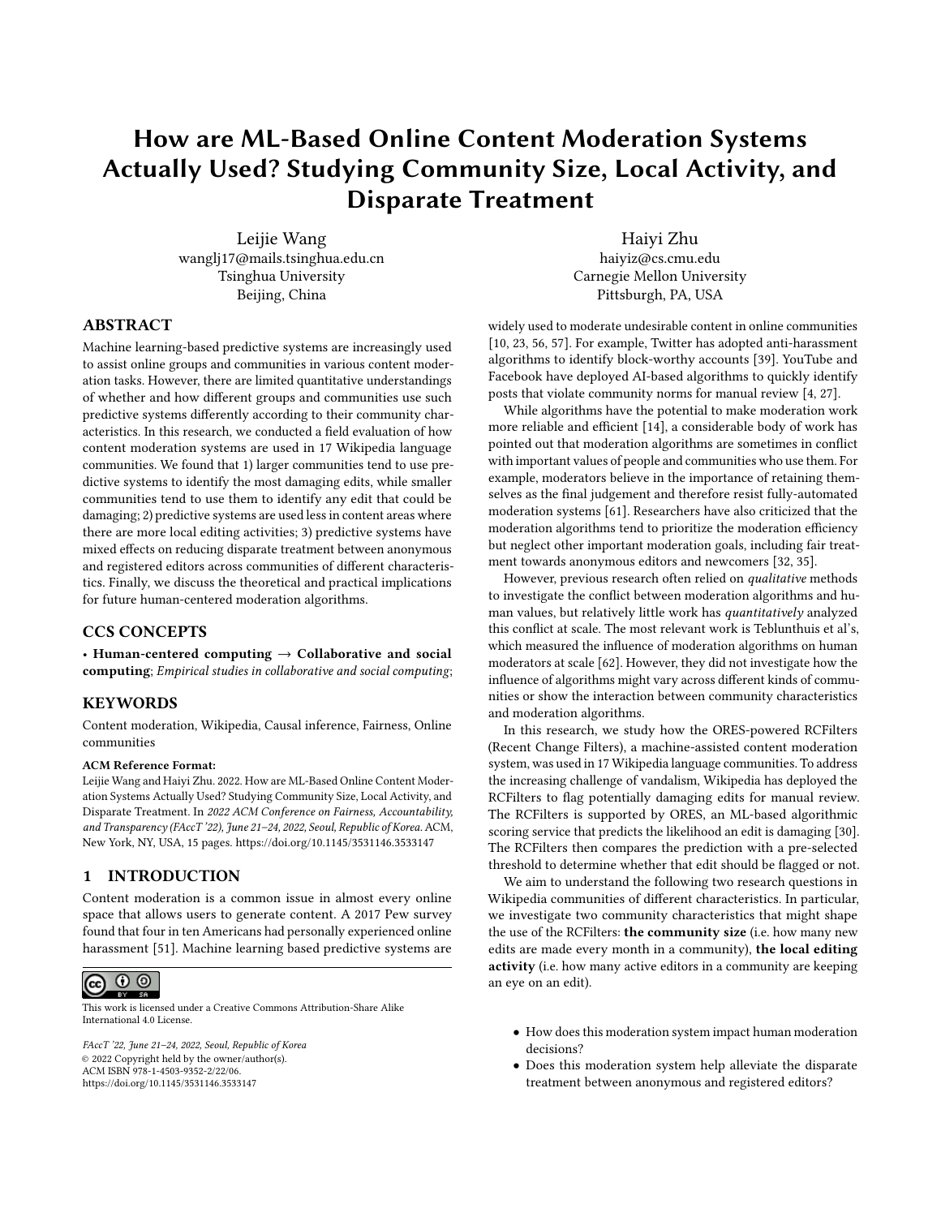# How are ML-Based Online Content Moderation Systems Actually Used? Studying Community Size, Local Activity, and Disparate Treatment

Leijie Wang
wanglj17@mails.tsinghua.edu.cn
Tsinghua University
Beijing, China

Haiyi Zhu
haiyiz@cs.cmu.edu
Carnegie Mellon University
Pittsburgh, PA, USA

## ABSTRACT

Machine learning-based predictive systems are increasingly used to assist online groups and communities in various content moderation tasks. However, there are limited quantitative understandings of whether and how different groups and communities use such predictive systems differently according to their community characteristics. In this research, we conducted a field evaluation of how content moderation systems are used in 17 Wikipedia language communities. We found that 1) larger communities tend to use predictive systems to identify the most damaging edits, while smaller communities tend to use them to identify any edit that could be damaging; 2) predictive systems are used less in content areas where there are more local editing activities; 3) predictive systems have mixed effects on reducing disparate treatment between anonymous and registered editors across communities of different characteristics. Finally, we discuss the theoretical and practical implications for future human-centered moderation algorithms.

## CCS CONCEPTS

• **Human-centered computing** → **Collaborative and social computing**; *Empirical studies in collaborative and social computing*;

## KEYWORDS

Content moderation, Wikipedia, Causal inference, Fairness, Online communities

**ACM Reference Format:**
Leijie Wang and Haiyi Zhu. 2022. How are ML-Based Online Content Moderation Systems Actually Used? Studying Community Size, Local Activity, and Disparate Treatment. In *2022 ACM Conference on Fairness, Accountability, and Transparency (FAccT '22), June 21–24, 2022, Seoul, Republic of Korea.* ACM, New York, NY, USA, 15 pages. https://doi.org/10.1145/3531146.3533147

## 1 INTRODUCTION

Content moderation is a common issue in almost every online space that allows users to generate content. A 2017 Pew survey found that four in ten Americans had personally experienced online harassment [51]. Machine learning based predictive systems are widely used to moderate undesirable content in online communities [10, 23, 56, 57]. For example, Twitter has adopted anti-harassment algorithms to identify block-worthy accounts [39]. YouTube and Facebook have deployed AI-based algorithms to quickly identify posts that violate community norms for manual review [4, 27].

While algorithms have the potential to make moderation work more reliable and efficient [14], a considerable body of work has pointed out that moderation algorithms are sometimes in conflict with important values of people and communities who use them. For example, moderators believe in the importance of retaining themselves as the final judgement and therefore resist fully-automated moderation systems [61]. Researchers have also criticized that the moderation algorithms tend to prioritize the moderation efficiency but neglect other important moderation goals, including fair treatment towards anonymous editors and newcomers [32, 35].

However, previous research often relied on *qualitative* methods to investigate the conflict between moderation algorithms and human values, but relatively little work has *quantitatively* analyzed this conflict at scale. The most relevant work is Teblunthuis et al's, which measured the influence of moderation algorithms on human moderators at scale [62]. However, they did not investigate how the influence of algorithms might vary across different kinds of communities or show the interaction between community characteristics and moderation algorithms.

In this research, we study how the ORES-powered RCFilters (Recent Change Filters), a machine-assisted content moderation system, was used in 17 Wikipedia language communities. To address the increasing challenge of vandalism, Wikipedia has deployed the RCFilters to flag potentially damaging edits for manual review. The RCFilters is supported by ORES, an ML-based algorithmic scoring service that predicts the likelihood an edit is damaging [30]. The RCFilters then compares the prediction with a pre-selected threshold to determine whether that edit should be flagged or not.

We aim to understand the following two research questions in Wikipedia communities of different characteristics. In particular, we investigate two community characteristics that might shape the use of the RCFilters: **the community size** (i.e. how many new edits are made every month in a community), **the local editing activity** (i.e. how many active editors in a community are keeping an eye on an edit).

- How does this moderation system impact human moderation decisions?
- Does this moderation system help alleviate the disparate treatment between anonymous and registered editors?

This work is licensed under a Creative Commons Attribution-Share Alike International 4.0 License.

*FAccT '22, June 21–24, 2022, Seoul, Republic of Korea*
© 2022 Copyright held by the owner/author(s).
ACM ISBN 978-1-4503-9352-2/22/06.
https://doi.org/10.1145/3531146.3533147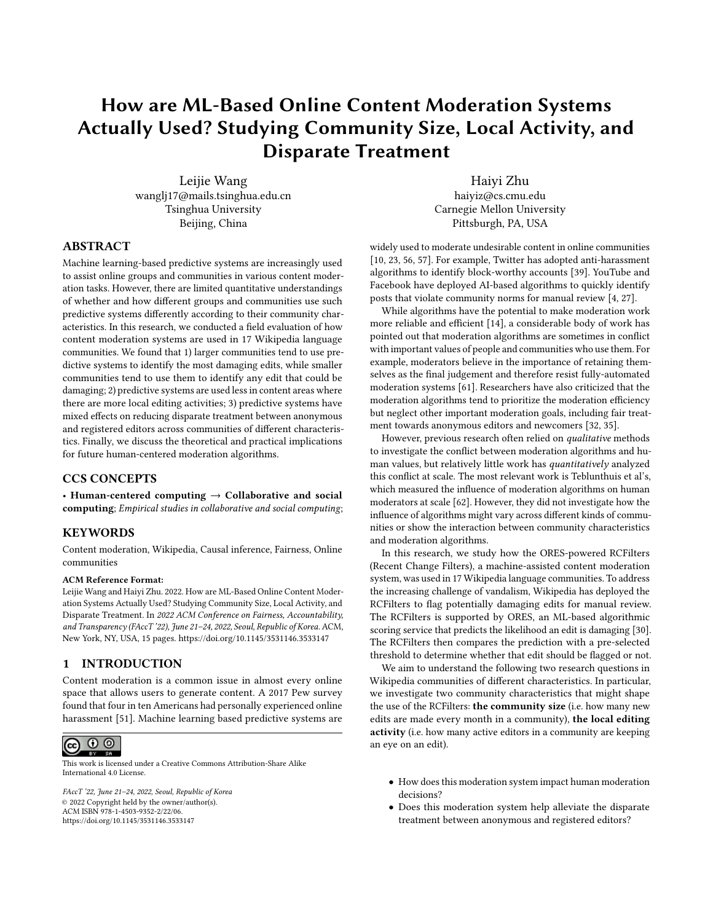# How are ML-Based Online Content Moderation Systems Actually Used? Studying Community Size, Local Activity, and Disparate Treatment

Leijie Wang
wanglj17@mails.tsinghua.edu.cn
Tsinghua University
Beijing, China

Haiyi Zhu
haiyiz@cs.cmu.edu
Carnegie Mellon University
Pittsburgh, PA, USA

## ABSTRACT

Machine learning-based predictive systems are increasingly used to assist online groups and communities in various content moderation tasks. However, there are limited quantitative understandings of whether and how different groups and communities use such predictive systems differently according to their community characteristics. In this research, we conducted a field evaluation of how content moderation systems are used in 17 Wikipedia language communities. We found that 1) larger communities tend to use predictive systems to identify the most damaging edits, while smaller communities tend to use them to identify any edit that could be damaging; 2) predictive systems are used less in content areas where there are more local editing activities; 3) predictive systems have mixed effects on reducing disparate treatment between anonymous and registered editors across communities of different characteristics. Finally, we discuss the theoretical and practical implications for future human-centered moderation algorithms.

## CCS CONCEPTS

• **Human-centered computing** → **Collaborative and social computing**; *Empirical studies in collaborative and social computing*;

## KEYWORDS

Content moderation, Wikipedia, Causal inference, Fairness, Online communities

**ACM Reference Format:**
Leijie Wang and Haiyi Zhu. 2022. How are ML-Based Online Content Moderation Systems Actually Used? Studying Community Size, Local Activity, and Disparate Treatment. In *2022 ACM Conference on Fairness, Accountability, and Transparency (FAccT '22), June 21–24, 2022, Seoul, Republic of Korea.* ACM, New York, NY, USA, 15 pages. https://doi.org/10.1145/3531146.3533147

## 1 INTRODUCTION

Content moderation is a common issue in almost every online space that allows users to generate content. A 2017 Pew survey found that four in ten Americans had personally experienced online harassment [51]. Machine learning based predictive systems are widely used to moderate undesirable content in online communities [10, 23, 56, 57]. For example, Twitter has adopted anti-harassment algorithms to identify block-worthy accounts [39]. YouTube and Facebook have deployed AI-based algorithms to quickly identify posts that violate community norms for manual review [4, 27].

While algorithms have the potential to make moderation work more reliable and efficient [14], a considerable body of work has pointed out that moderation algorithms are sometimes in conflict with important values of people and communities who use them. For example, moderators believe in the importance of retaining themselves as the final judgement and therefore resist fully-automated moderation systems [61]. Researchers have also criticized that the moderation algorithms tend to prioritize the moderation efficiency but neglect other important moderation goals, including fair treatment towards anonymous editors and newcomers [32, 35].

However, previous research often relied on *qualitative* methods to investigate the conflict between moderation algorithms and human values, but relatively little work has *quantitatively* analyzed this conflict at scale. The most relevant work is Teblunthuis et al's, which measured the influence of moderation algorithms on human moderators at scale [62]. However, they did not investigate how the influence of algorithms might vary across different kinds of communities or show the interaction between community characteristics and moderation algorithms.

In this research, we study how the ORES-powered RCFilters (Recent Change Filters), a machine-assisted content moderation system, was used in 17 Wikipedia language communities. To address the increasing challenge of vandalism, Wikipedia has deployed the RCFilters to flag potentially damaging edits for manual review. The RCFilters is supported by ORES, an ML-based algorithmic scoring service that predicts the likelihood an edit is damaging [30]. The RCFilters then compares the prediction with a pre-selected threshold to determine whether that edit should be flagged or not.

We aim to understand the following two research questions in Wikipedia communities of different characteristics. In particular, we investigate two community characteristics that might shape the use of the RCFilters: **the community size** (i.e. how many new edits are made every month in a community), **the local editing activity** (i.e. how many active editors in a community are keeping an eye on an edit).

- How does this moderation system impact human moderation decisions?
- Does this moderation system help alleviate the disparate treatment between anonymous and registered editors?

This work is licensed under a Creative Commons Attribution-Share Alike International 4.0 License.

*FAccT '22, June 21–24, 2022, Seoul, Republic of Korea*
© 2022 Copyright held by the owner/author(s).
ACM ISBN 978-1-4503-9352-2/22/06.
https://doi.org/10.1145/3531146.3533147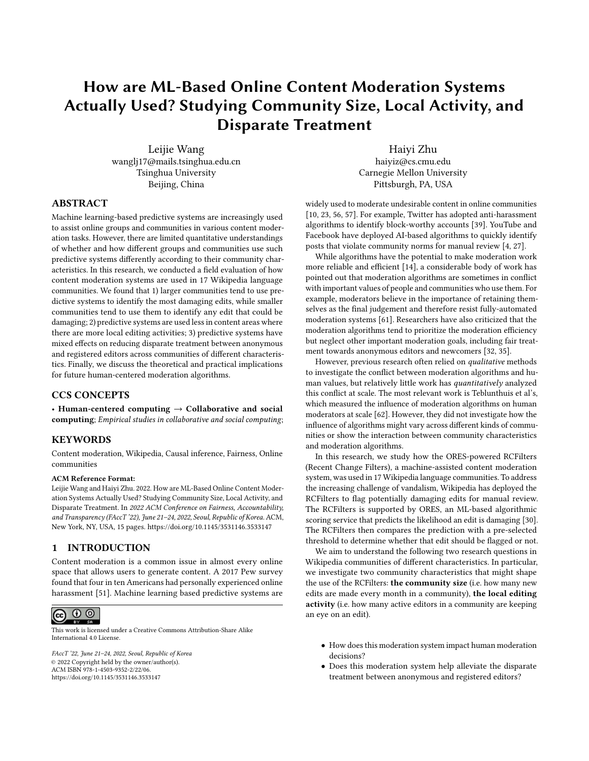# How are ML-Based Online Content Moderation Systems Actually Used? Studying Community Size, Local Activity, and Disparate Treatment

Leijie Wang
wanglj17@mails.tsinghua.edu.cn
Tsinghua University
Beijing, China

Haiyi Zhu
haiyiz@cs.cmu.edu
Carnegie Mellon University
Pittsburgh, PA, USA

## ABSTRACT

Machine learning-based predictive systems are increasingly used to assist online groups and communities in various content moderation tasks. However, there are limited quantitative understandings of whether and how different groups and communities use such predictive systems differently according to their community characteristics. In this research, we conducted a field evaluation of how content moderation systems are used in 17 Wikipedia language communities. We found that 1) larger communities tend to use predictive systems to identify the most damaging edits, while smaller communities tend to use them to identify any edit that could be damaging; 2) predictive systems are used less in content areas where there are more local editing activities; 3) predictive systems have mixed effects on reducing disparate treatment between anonymous and registered editors across communities of different characteristics. Finally, we discuss the theoretical and practical implications for future human-centered moderation algorithms.

## CCS CONCEPTS

• **Human-centered computing** → **Collaborative and social computing**; *Empirical studies in collaborative and social computing*;

## KEYWORDS

Content moderation, Wikipedia, Causal inference, Fairness, Online communities

**ACM Reference Format:**
Leijie Wang and Haiyi Zhu. 2022. How are ML-Based Online Content Moderation Systems Actually Used? Studying Community Size, Local Activity, and Disparate Treatment. In *2022 ACM Conference on Fairness, Accountability, and Transparency (FAccT '22), June 21–24, 2022, Seoul, Republic of Korea.* ACM, New York, NY, USA, 15 pages. https://doi.org/10.1145/3531146.3533147

## 1 INTRODUCTION

Content moderation is a common issue in almost every online space that allows users to generate content. A 2017 Pew survey found that four in ten Americans had personally experienced online harassment [51]. Machine learning based predictive systems are widely used to moderate undesirable content in online communities [10, 23, 56, 57]. For example, Twitter has adopted anti-harassment algorithms to identify block-worthy accounts [39]. YouTube and Facebook have deployed AI-based algorithms to quickly identify posts that violate community norms for manual review [4, 27].

While algorithms have the potential to make moderation work more reliable and efficient [14], a considerable body of work has pointed out that moderation algorithms are sometimes in conflict with important values of people and communities who use them. For example, moderators believe in the importance of retaining themselves as the final judgement and therefore resist fully-automated moderation systems [61]. Researchers have also criticized that the moderation algorithms tend to prioritize the moderation efficiency but neglect other important moderation goals, including fair treatment towards anonymous editors and newcomers [32, 35].

However, previous research often relied on *qualitative* methods to investigate the conflict between moderation algorithms and human values, but relatively little work has *quantitatively* analyzed this conflict at scale. The most relevant work is Teblunthuis et al's, which measured the influence of moderation algorithms on human moderators at scale [62]. However, they did not investigate how the influence of algorithms might vary across different kinds of communities or show the interaction between community characteristics and moderation algorithms.

In this research, we study how the ORES-powered RCFilters (Recent Change Filters), a machine-assisted content moderation system, was used in 17 Wikipedia language communities. To address the increasing challenge of vandalism, Wikipedia has deployed the RCFilters to flag potentially damaging edits for manual review. The RCFilters is supported by ORES, an ML-based algorithmic scoring service that predicts the likelihood an edit is damaging [30]. The RCFilters then compares the prediction with a pre-selected threshold to determine whether that edit should be flagged or not.

We aim to understand the following two research questions in Wikipedia communities of different characteristics. In particular, we investigate two community characteristics that might shape the use of the RCFilters: **the community size** (i.e. how many new edits are made every month in a community), **the local editing activity** (i.e. how many active editors in a community are keeping an eye on an edit).

- How does this moderation system impact human moderation decisions?
- Does this moderation system help alleviate the disparate treatment between anonymous and registered editors?

This work is licensed under a Creative Commons Attribution-Share Alike International 4.0 License.

FAccT '22, June 21–24, 2022, Seoul, Republic of Korea
© 2022 Copyright held by the owner/author(s).
ACM ISBN 978-1-4503-9352-2/22/06.
https://doi.org/10.1145/3531146.3533147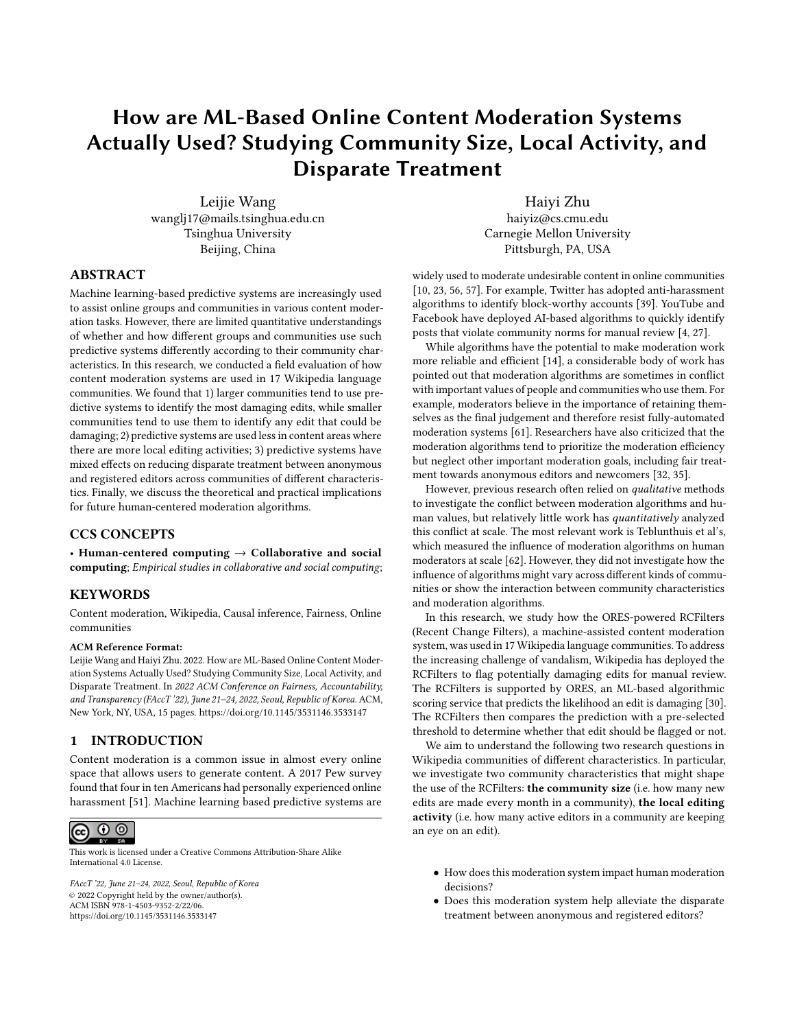# How are ML-Based Online Content Moderation Systems Actually Used? Studying Community Size, Local Activity, and Disparate Treatment

Leijie Wang
wanglj17@mails.tsinghua.edu.cn
Tsinghua University
Beijing, China

Haiyi Zhu
haiyiz@cs.cmu.edu
Carnegie Mellon University
Pittsburgh, PA, USA

## ABSTRACT

Machine learning-based predictive systems are increasingly used to assist online groups and communities in various content moderation tasks. However, there are limited quantitative understandings of whether and how different groups and communities use such predictive systems differently according to their community characteristics. In this research, we conducted a field evaluation of how content moderation systems are used in 17 Wikipedia language communities. We found that 1) larger communities tend to use predictive systems to identify the most damaging edits, while smaller communities tend to use them to identify any edit that could be damaging; 2) predictive systems are used less in content areas where there are more local editing activities; 3) predictive systems have mixed effects on reducing disparate treatment between anonymous and registered editors across communities of different characteristics. Finally, we discuss the theoretical and practical implications for future human-centered moderation algorithms.

## CCS CONCEPTS

• **Human-centered computing** → **Collaborative and social computing**; *Empirical studies in collaborative and social computing*;

## KEYWORDS

Content moderation, Wikipedia, Causal inference, Fairness, Online communities

**ACM Reference Format:**
Leijie Wang and Haiyi Zhu. 2022. How are ML-Based Online Content Moderation Systems Actually Used? Studying Community Size, Local Activity, and Disparate Treatment. In *2022 ACM Conference on Fairness, Accountability, and Transparency (FAccT '22), June 21–24, 2022, Seoul, Republic of Korea.* ACM, New York, NY, USA, 15 pages. https://doi.org/10.1145/3531146.3533147

## 1 INTRODUCTION

Content moderation is a common issue in almost every online space that allows users to generate content. A 2017 Pew survey found that four in ten Americans had personally experienced online harassment [51]. Machine learning based predictive systems are widely used to moderate undesirable content in online communities [10, 23, 56, 57]. For example, Twitter has adopted anti-harassment algorithms to identify block-worthy accounts [39]. YouTube and Facebook have deployed AI-based algorithms to quickly identify posts that violate community norms for manual review [4, 27].

While algorithms have the potential to make moderation work more reliable and efficient [14], a considerable body of work has pointed out that moderation algorithms are sometimes in conflict with important values of people and communities who use them. For example, moderators believe in the importance of retaining themselves as the final judgement and therefore resist fully-automated moderation systems [61]. Researchers have also criticized that the moderation algorithms tend to prioritize the moderation efficiency but neglect other important moderation goals, including fair treatment towards anonymous editors and newcomers [32, 35].

However, previous research often relied on *qualitative* methods to investigate the conflict between moderation algorithms and human values, but relatively little work has *quantitatively* analyzed this conflict at scale. The most relevant work is Teblunthuis et al's, which measured the influence of moderation algorithms on human moderators at scale [62]. However, they did not investigate how the influence of algorithms might vary across different kinds of communities or show the interaction between community characteristics and moderation algorithms.

In this research, we study how the ORES-powered RCFilters (Recent Change Filters), a machine-assisted content moderation system, was used in 17 Wikipedia language communities. To address the increasing challenge of vandalism, Wikipedia has deployed the RCFilters to flag potentially damaging edits for manual review. The RCFilters is supported by ORES, an ML-based algorithmic scoring service that predicts the likelihood an edit is damaging [30]. The RCFilters then compares the prediction with a pre-selected threshold to determine whether that edit should be flagged or not.

We aim to understand the following two research questions in Wikipedia communities of different characteristics. In particular, we investigate two community characteristics that might shape the use of the RCFilters: **the community size** (i.e. how many new edits are made every month in a community), **the local editing activity** (i.e. how many active editors in a community are keeping an eye on an edit).

- How does this moderation system impact human moderation decisions?
- Does this moderation system help alleviate the disparate treatment between anonymous and registered editors?

This work is licensed under a Creative Commons Attribution-Share Alike International 4.0 License.

*FAccT '22, June 21–24, 2022, Seoul, Republic of Korea*
© 2022 Copyright held by the owner/author(s).
ACM ISBN 978-1-4503-9352-2/22/06.
https://doi.org/10.1145/3531146.3533147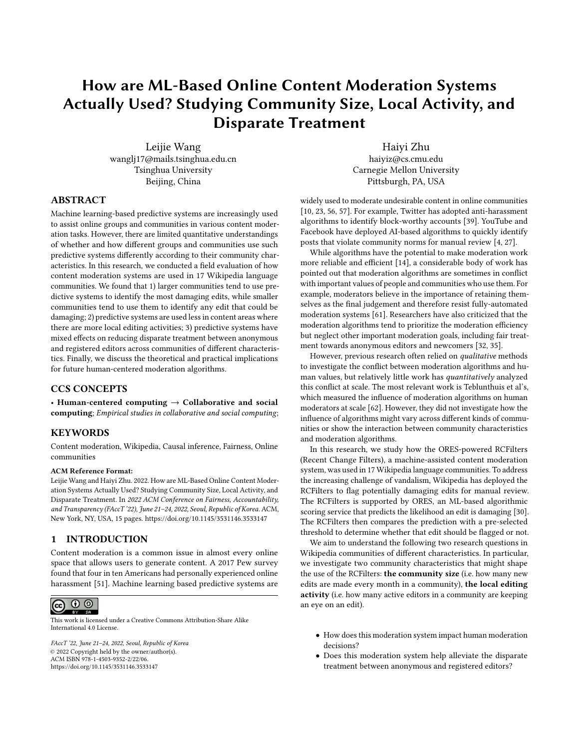# How are ML-Based Online Content Moderation Systems Actually Used? Studying Community Size, Local Activity, and Disparate Treatment

Leijie Wang
wanglj17@mails.tsinghua.edu.cn
Tsinghua University
Beijing, China

Haiyi Zhu
haiyiz@cs.cmu.edu
Carnegie Mellon University
Pittsburgh, PA, USA

## ABSTRACT

Machine learning-based predictive systems are increasingly used to assist online groups and communities in various content moderation tasks. However, there are limited quantitative understandings of whether and how different groups and communities use such predictive systems differently according to their community characteristics. In this research, we conducted a field evaluation of how content moderation systems are used in 17 Wikipedia language communities. We found that 1) larger communities tend to use predictive systems to identify the most damaging edits, while smaller communities tend to use them to identify any edit that could be damaging; 2) predictive systems are used less in content areas where there are more local editing activities; 3) predictive systems have mixed effects on reducing disparate treatment between anonymous and registered editors across communities of different characteristics. Finally, we discuss the theoretical and practical implications for future human-centered moderation algorithms.

## CCS CONCEPTS

• **Human-centered computing** → **Collaborative and social computing**; *Empirical studies in collaborative and social computing*;

## KEYWORDS

Content moderation, Wikipedia, Causal inference, Fairness, Online communities

**ACM Reference Format:**
Leijie Wang and Haiyi Zhu. 2022. How are ML-Based Online Content Moderation Systems Actually Used? Studying Community Size, Local Activity, and Disparate Treatment. In *2022 ACM Conference on Fairness, Accountability, and Transparency (FAccT '22), June 21–24, 2022, Seoul, Republic of Korea.* ACM, New York, NY, USA, 15 pages. https://doi.org/10.1145/3531146.3533147

## 1 INTRODUCTION

Content moderation is a common issue in almost every online space that allows users to generate content. A 2017 Pew survey found that four in ten Americans had personally experienced online harassment [51]. Machine learning based predictive systems are widely used to moderate undesirable content in online communities [10, 23, 56, 57]. For example, Twitter has adopted anti-harassment algorithms to identify block-worthy accounts [39]. YouTube and Facebook have deployed AI-based algorithms to quickly identify posts that violate community norms for manual review [4, 27].

While algorithms have the potential to make moderation work more reliable and efficient [14], a considerable body of work has pointed out that moderation algorithms are sometimes in conflict with important values of people and communities who use them. For example, moderators believe in the importance of retaining themselves as the final judgement and therefore resist fully-automated moderation systems [61]. Researchers have also criticized that the moderation algorithms tend to prioritize the moderation efficiency but neglect other important moderation goals, including fair treatment towards anonymous editors and newcomers [32, 35].

However, previous research often relied on *qualitative* methods to investigate the conflict between moderation algorithms and human values, but relatively little work has *quantitatively* analyzed this conflict at scale. The most relevant work is Teblunthuis et al's, which measured the influence of moderation algorithms on human moderators at scale [62]. However, they did not investigate how the influence of algorithms might vary across different kinds of communities or show the interaction between community characteristics and moderation algorithms.

In this research, we study how the ORES-powered RCFilters (Recent Change Filters), a machine-assisted content moderation system, was used in 17 Wikipedia language communities. To address the increasing challenge of vandalism, Wikipedia has deployed the RCFilters to flag potentially damaging edits for manual review. The RCFilters is supported by ORES, an ML-based algorithmic scoring service that predicts the likelihood an edit is damaging [30]. The RCFilters then compares the prediction with a pre-selected threshold to determine whether that edit should be flagged or not.

We aim to understand the following two research questions in Wikipedia communities of different characteristics. In particular, we investigate two community characteristics that might shape the use of the RCFilters: **the community size** (i.e. how many new edits are made every month in a community), **the local editing activity** (i.e. how many active editors in a community are keeping an eye on an edit).

- How does this moderation system impact human moderation decisions?
- Does this moderation system help alleviate the disparate treatment between anonymous and registered editors?

This work is licensed under a Creative Commons Attribution-Share Alike International 4.0 License.

FAccT '22, June 21–24, 2022, Seoul, Republic of Korea
© 2022 Copyright held by the owner/author(s).
ACM ISBN 978-1-4503-9352-2/22/06.
https://doi.org/10.1145/3531146.3533147